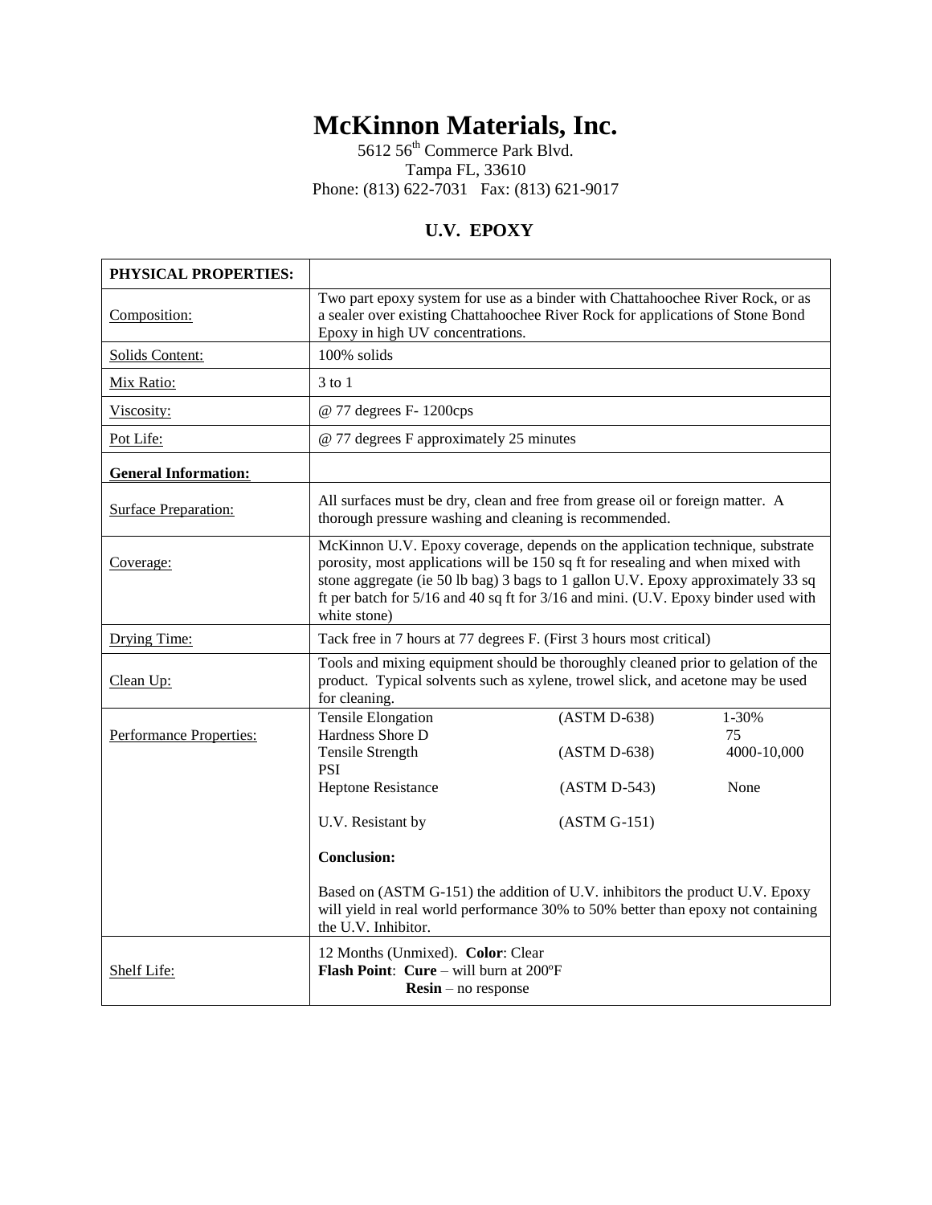# McKinnon Materials, Inc.

5612 56th Commerce Park Blvd.
Tampa FL, 33610
Phone: (813) 622-7031 Fax: (813) 621-9017

## U.V. EPOXY

| **PHYSICAL PROPERTIES:** | |
|---|---|
| Composition: | Two part epoxy system for use as a binder with Chattahoochee River Rock, or as a sealer over existing Chattahoochee River Rock for applications of Stone Bond Epoxy in high UV concentrations. |
| Solids Content: | 100% solids |
| Mix Ratio: | 3 to 1 |
| Viscosity: | @ 77 degrees F- 1200cps |
| Pot Life: | @ 77 degrees F approximately 25 minutes |
| **General Information:** | |
| Surface Preparation: | All surfaces must be dry, clean and free from grease oil or foreign matter. A thorough pressure washing and cleaning is recommended. |
| Coverage: | McKinnon U.V. Epoxy coverage, depends on the application technique, substrate porosity, most applications will be 150 sq ft for resealing and when mixed with stone aggregate (ie 50 lb bag) 3 bags to 1 gallon U.V. Epoxy approximately 33 sq ft per batch for 5/16 and 40 sq ft for 3/16 and mini. (U.V. Epoxy binder used with white stone) |
| Drying Time: | Tack free in 7 hours at 77 degrees F. (First 3 hours most critical) |
| Clean Up: | Tools and mixing equipment should be thoroughly cleaned prior to gelation of the product. Typical solvents such as xylene, trowel slick, and acetone may be used for cleaning. |
| Performance Properties: | Tensile Elongation (ASTM D-638) 1-30%<br>Hardness Shore D 75<br>Tensile Strength (ASTM D-638) 4000-10,000 PSI<br>Heptone Resistance (ASTM D-543) None<br><br>U.V. Resistant by (ASTM G-151)<br><br>**Conclusion:**<br><br>Based on (ASTM G-151) the addition of U.V. inhibitors the product U.V. Epoxy will yield in real world performance 30% to 50% better than epoxy not containing the U.V. Inhibitor. |
| Shelf Life: | 12 Months (Unmixed). **Color**: Clear<br>**Flash Point**: **Cure** – will burn at 200ºF<br>**Resin** – no response |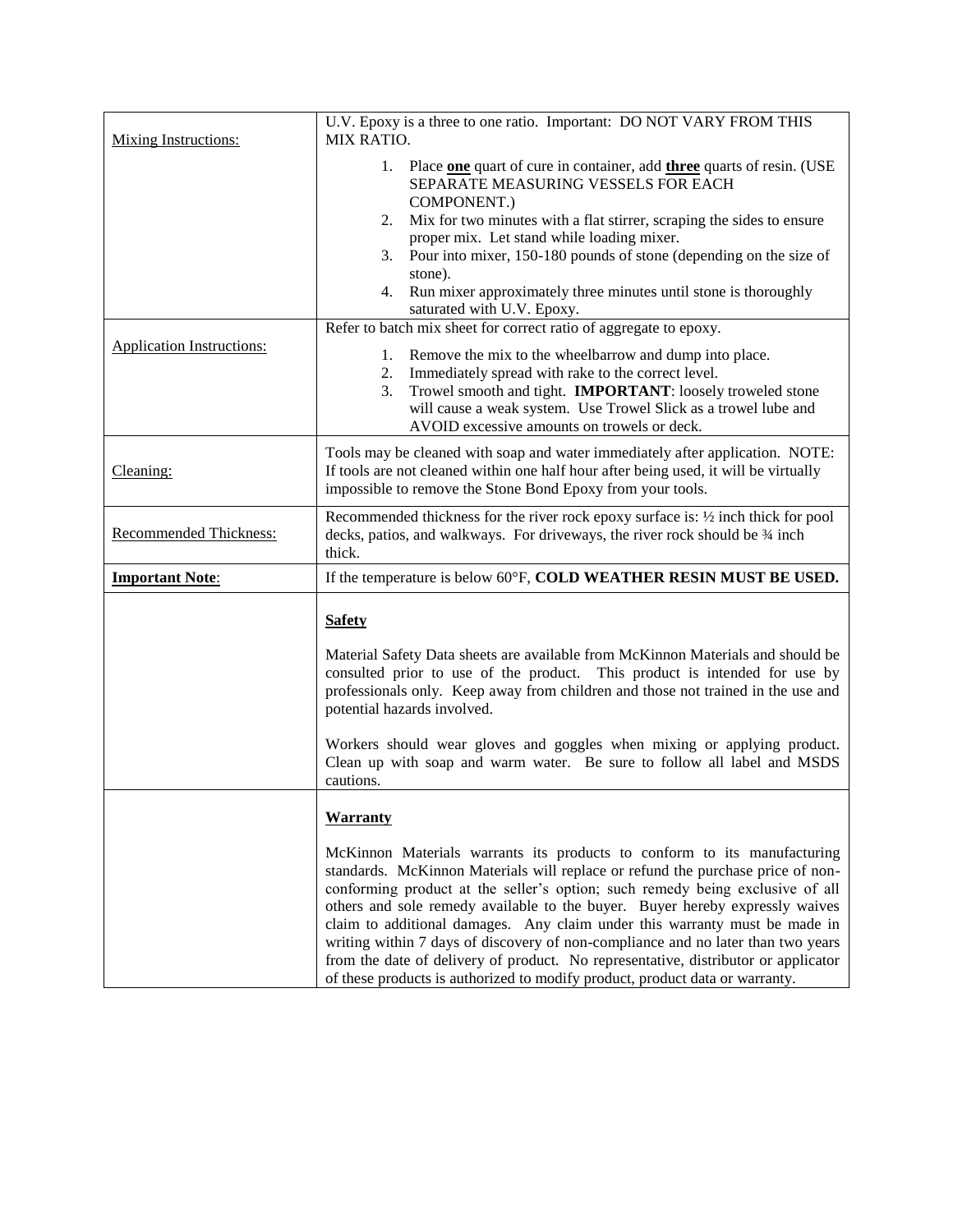| | |
|---|---|
| Mixing Instructions: | U.V. Epoxy is a three to one ratio. Important: DO NOT VARY FROM THIS MIX RATIO.<br>1. Place **one** quart of cure in container, add **three** quarts of resin. (USE SEPARATE MEASURING VESSELS FOR EACH COMPONENT.)<br>2. Mix for two minutes with a flat stirrer, scraping the sides to ensure proper mix. Let stand while loading mixer.<br>3. Pour into mixer, 150-180 pounds of stone (depending on the size of stone).<br>4. Run mixer approximately three minutes until stone is thoroughly saturated with U.V. Epoxy. |
| Application Instructions: | Refer to batch mix sheet for correct ratio of aggregate to epoxy.<br>1. Remove the mix to the wheelbarrow and dump into place.<br>2. Immediately spread with rake to the correct level.<br>3. Trowel smooth and tight. **IMPORTANT**: loosely troweled stone will cause a weak system. Use Trowel Slick as a trowel lube and AVOID excessive amounts on trowels or deck. |
| Cleaning: | Tools may be cleaned with soap and water immediately after application. NOTE: If tools are not cleaned within one half hour after being used, it will be virtually impossible to remove the Stone Bond Epoxy from your tools. |
| Recommended Thickness: | Recommended thickness for the river rock epoxy surface is: ½ inch thick for pool decks, patios, and walkways. For driveways, the river rock should be ¾ inch thick. |
| **Important Note**: | If the temperature is below 60°F, **COLD WEATHER RESIN MUST BE USED.** |
| | **Safety**<br>Material Safety Data sheets are available from McKinnon Materials and should be consulted prior to use of the product. This product is intended for use by professionals only. Keep away from children and those not trained in the use and potential hazards involved.<br>Workers should wear gloves and goggles when mixing or applying product. Clean up with soap and warm water. Be sure to follow all label and MSDS cautions. |
| | **Warranty**<br>McKinnon Materials warrants its products to conform to its manufacturing standards. McKinnon Materials will replace or refund the purchase price of non-conforming product at the seller's option; such remedy being exclusive of all others and sole remedy available to the buyer. Buyer hereby expressly waives claim to additional damages. Any claim under this warranty must be made in writing within 7 days of discovery of non-compliance and no later than two years from the date of delivery of product. No representative, distributor or applicator of these products is authorized to modify product, product data or warranty. |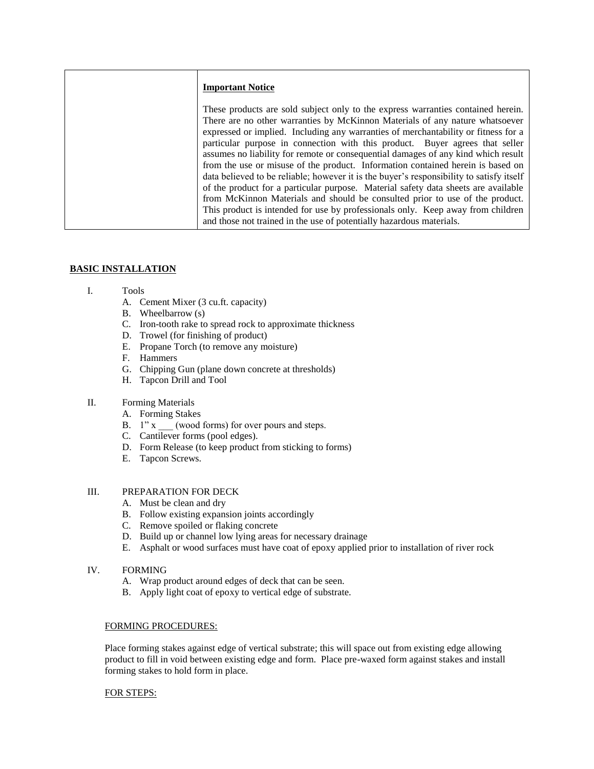| | **Important Notice**<br><br>These products are sold subject only to the express warranties contained herein. There are no other warranties by McKinnon Materials of any nature whatsoever expressed or implied. Including any warranties of merchantability or fitness for a particular purpose in connection with this product. Buyer agrees that seller assumes no liability for remote or consequential damages of any kind which result from the use or misuse of the product. Information contained herein is based on data believed to be reliable; however it is the buyer's responsibility to satisfy itself of the product for a particular purpose. Material safety data sheets are available from McKinnon Materials and should be consulted prior to use of the product. This product is intended for use by professionals only. Keep away from children and those not trained in the use of potentially hazardous materials. |
|---|---|

## BASIC INSTALLATION

I. Tools
   - A. Cement Mixer (3 cu.ft. capacity)
   - B. Wheelbarrow (s)
   - C. Iron-tooth rake to spread rock to approximate thickness
   - D. Trowel (for finishing of product)
   - E. Propane Torch (to remove any moisture)
   - F. Hammers
   - G. Chipping Gun (plane down concrete at thresholds)
   - H. Tapcon Drill and Tool

II. Forming Materials
   - A. Forming Stakes
   - B. 1" x ___ (wood forms) for over pours and steps.
   - C. Cantilever forms (pool edges).
   - D. Form Release (to keep product from sticking to forms)
   - E. Tapcon Screws.

III. PREPARATION FOR DECK
   - A. Must be clean and dry
   - B. Follow existing expansion joints accordingly
   - C. Remove spoiled or flaking concrete
   - D. Build up or channel low lying areas for necessary drainage
   - E. Asphalt or wood surfaces must have coat of epoxy applied prior to installation of river rock

IV. FORMING
   - A. Wrap product around edges of deck that can be seen.
   - B. Apply light coat of epoxy to vertical edge of substrate.

FORMING PROCEDURES:

Place forming stakes against edge of vertical substrate; this will space out from existing edge allowing product to fill in void between existing edge and form. Place pre-waxed form against stakes and install forming stakes to hold form in place.

FOR STEPS: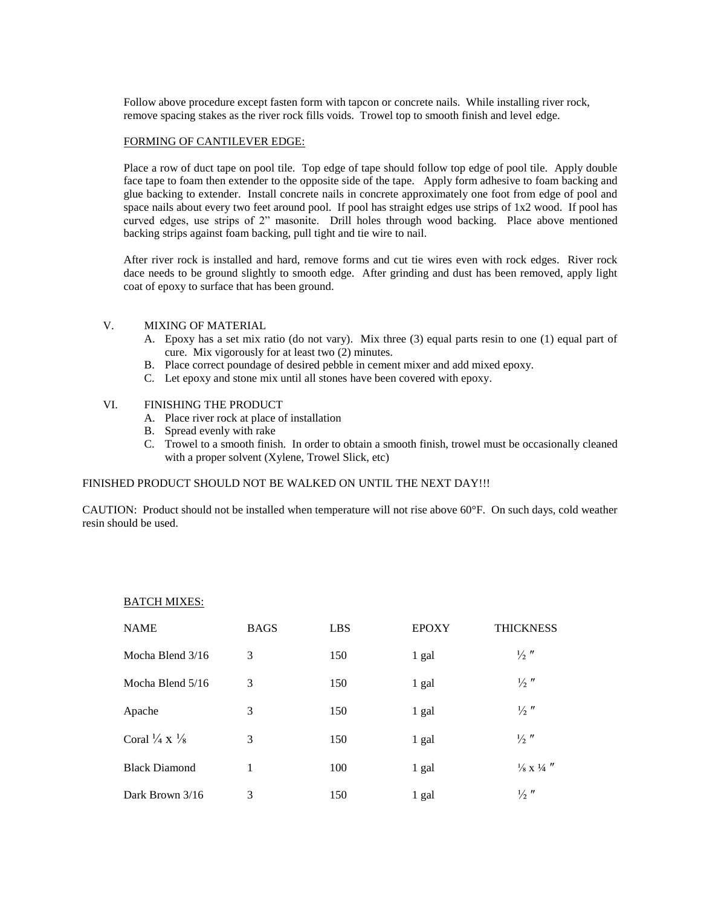Follow above procedure except fasten form with tapcon or concrete nails. While installing river rock, remove spacing stakes as the river rock fills voids. Trowel top to smooth finish and level edge.

FORMING OF CANTILEVER EDGE:

Place a row of duct tape on pool tile. Top edge of tape should follow top edge of pool tile. Apply double face tape to foam then extender to the opposite side of the tape. Apply form adhesive to foam backing and glue backing to extender. Install concrete nails in concrete approximately one foot from edge of pool and space nails about every two feet around pool. If pool has straight edges use strips of 1x2 wood. If pool has curved edges, use strips of 2" masonite. Drill holes through wood backing. Place above mentioned backing strips against foam backing, pull tight and tie wire to nail.

After river rock is installed and hard, remove forms and cut tie wires even with rock edges. River rock dace needs to be ground slightly to smooth edge. After grinding and dust has been removed, apply light coat of epoxy to surface that has been ground.

V. MIXING OF MATERIAL

A. Epoxy has a set mix ratio (do not vary). Mix three (3) equal parts resin to one (1) equal part of cure. Mix vigorously for at least two (2) minutes.
B. Place correct poundage of desired pebble in cement mixer and add mixed epoxy.
C. Let epoxy and stone mix until all stones have been covered with epoxy.

VI. FINISHING THE PRODUCT

A. Place river rock at place of installation
B. Spread evenly with rake
C. Trowel to a smooth finish. In order to obtain a smooth finish, trowel must be occasionally cleaned with a proper solvent (Xylene, Trowel Slick, etc)

FINISHED PRODUCT SHOULD NOT BE WALKED ON UNTIL THE NEXT DAY!!!

CAUTION: Product should not be installed when temperature will not rise above 60°F. On such days, cold weather resin should be used.

BATCH MIXES:

| NAME | BAGS | LBS | EPOXY | THICKNESS |
|---|---|---|---|---|
| Mocha Blend 3/16 | 3 | 150 | 1 gal | ½″ |
| Mocha Blend 5/16 | 3 | 150 | 1 gal | ½″ |
| Apache | 3 | 150 | 1 gal | ½″ |
| Coral ¼ x ⅛ | 3 | 150 | 1 gal | ½″ |
| Black Diamond | 1 | 100 | 1 gal | ⅛ x ¼″ |
| Dark Brown 3/16 | 3 | 150 | 1 gal | ½″ |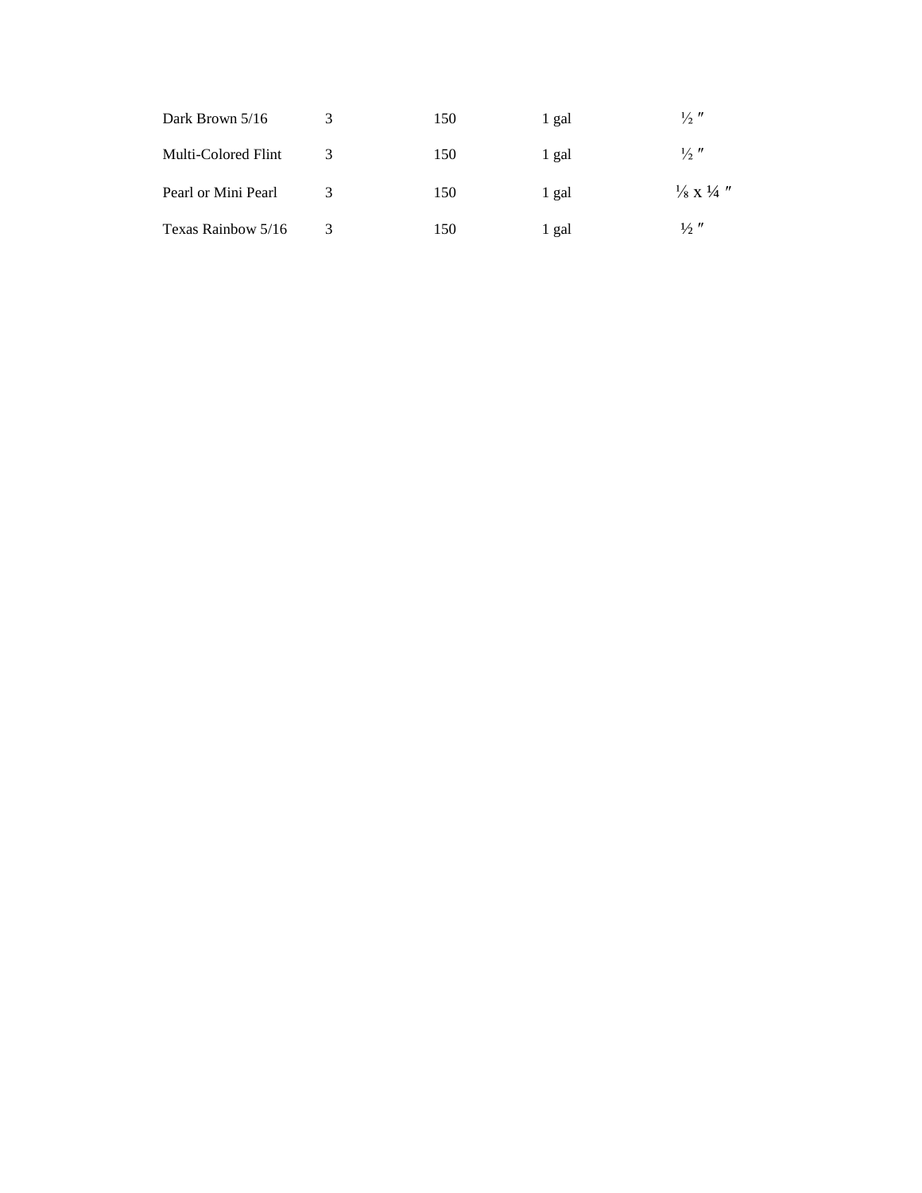| | | | | |
|---|---|---|---|---|
| Dark Brown 5/16 | 3 | 150 | 1 gal | ½ ″ |
| Multi-Colored Flint | 3 | 150 | 1 gal | ½ ″ |
| Pearl or Mini Pearl | 3 | 150 | 1 gal | ⅛ x ¼ ″ |
| Texas Rainbow 5/16 | 3 | 150 | 1 gal | ½ ″ |